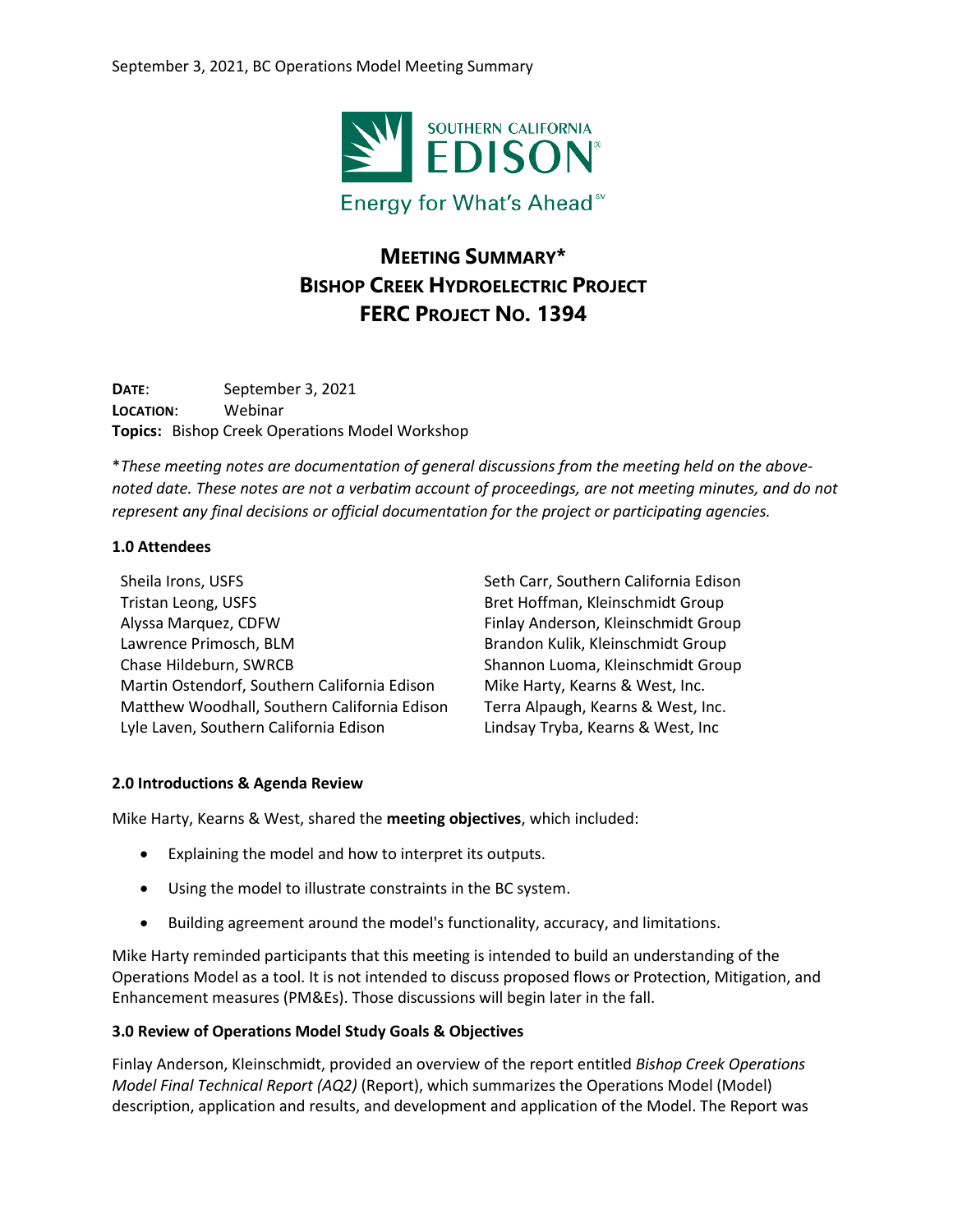# MEETING SUMMARY*
# BISHOP CREEK HYDROELECTRIC PROJECT
# FERC PROJECT NO. 1394

**DATE**: September 3, 2021
**LOCATION**: Webinar
**Topics:** Bishop Creek Operations Model Workshop

**These meeting notes are documentation of general discussions from the meeting held on the above-noted date. These notes are not a verbatim account of proceedings, are not meeting minutes, and do not represent any final decisions or official documentation for the project or participating agencies.*

### 1.0 Attendees

- Sheila Irons, USFS
- Tristan Leong, USFS
- Alyssa Marquez, CDFW
- Lawrence Primosch, BLM
- Chase Hildeburn, SWRCB
- Martin Ostendorf, Southern California Edison
- Matthew Woodhall, Southern California Edison
- Lyle Laven, Southern California Edison
- Seth Carr, Southern California Edison
- Bret Hoffman, Kleinschmidt Group
- Finlay Anderson, Kleinschmidt Group
- Brandon Kulik, Kleinschmidt Group
- Shannon Luoma, Kleinschmidt Group
- Mike Harty, Kearns & West, Inc.
- Terra Alpaugh, Kearns & West, Inc.
- Lindsay Tryba, Kearns & West, Inc

### 2.0 Introductions & Agenda Review

Mike Harty, Kearns & West, shared the **meeting objectives**, which included:

- Explaining the model and how to interpret its outputs.
- Using the model to illustrate constraints in the BC system.
- Building agreement around the model's functionality, accuracy, and limitations.

Mike Harty reminded participants that this meeting is intended to build an understanding of the Operations Model as a tool. It is not intended to discuss proposed flows or Protection, Mitigation, and Enhancement measures (PM&Es). Those discussions will begin later in the fall.

### 3.0 Review of Operations Model Study Goals & Objectives

Finlay Anderson, Kleinschmidt, provided an overview of the report entitled *Bishop Creek Operations Model Final Technical Report (AQ2)* (Report), which summarizes the Operations Model (Model) description, application and results, and development and application of the Model. The Report was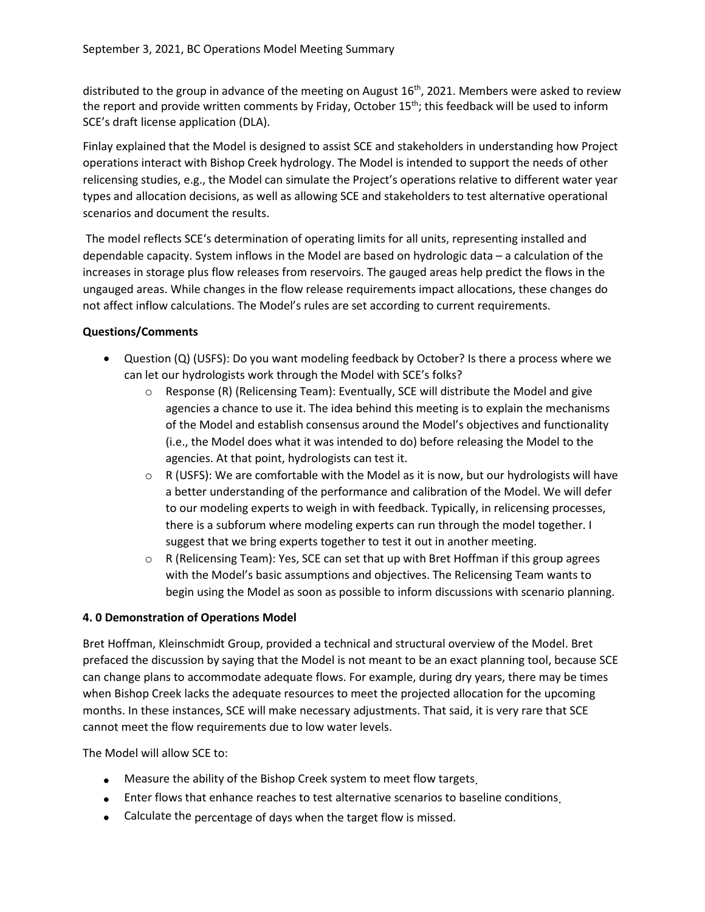distributed to the group in advance of the meeting on August 16th, 2021. Members were asked to review the report and provide written comments by Friday, October 15th; this feedback will be used to inform SCE's draft license application (DLA).

Finlay explained that the Model is designed to assist SCE and stakeholders in understanding how Project operations interact with Bishop Creek hydrology. The Model is intended to support the needs of other relicensing studies, e.g., the Model can simulate the Project's operations relative to different water year types and allocation decisions, as well as allowing SCE and stakeholders to test alternative operational scenarios and document the results.

The model reflects SCE's determination of operating limits for all units, representing installed and dependable capacity. System inflows in the Model are based on hydrologic data – a calculation of the increases in storage plus flow releases from reservoirs. The gauged areas help predict the flows in the ungauged areas. While changes in the flow release requirements impact allocations, these changes do not affect inflow calculations. The Model's rules are set according to current requirements.

**Questions/Comments**

- Question (Q) (USFS): Do you want modeling feedback by October? Is there a process where we can let our hydrologists work through the Model with SCE's folks?
    - Response (R) (Relicensing Team): Eventually, SCE will distribute the Model and give agencies a chance to use it. The idea behind this meeting is to explain the mechanisms of the Model and establish consensus around the Model's objectives and functionality (i.e., the Model does what it was intended to do) before releasing the Model to the agencies. At that point, hydrologists can test it.
    - R (USFS): We are comfortable with the Model as it is now, but our hydrologists will have a better understanding of the performance and calibration of the Model. We will defer to our modeling experts to weigh in with feedback. Typically, in relicensing processes, there is a subforum where modeling experts can run through the model together. I suggest that we bring experts together to test it out in another meeting.
    - R (Relicensing Team): Yes, SCE can set that up with Bret Hoffman if this group agrees with the Model's basic assumptions and objectives. The Relicensing Team wants to begin using the Model as soon as possible to inform discussions with scenario planning.

**4. 0 Demonstration of Operations Model**

Bret Hoffman, Kleinschmidt Group, provided a technical and structural overview of the Model. Bret prefaced the discussion by saying that the Model is not meant to be an exact planning tool, because SCE can change plans to accommodate adequate flows. For example, during dry years, there may be times when Bishop Creek lacks the adequate resources to meet the projected allocation for the upcoming months. In these instances, SCE will make necessary adjustments. That said, it is very rare that SCE cannot meet the flow requirements due to low water levels.

The Model will allow SCE to:

- Measure the ability of the Bishop Creek system to meet flow targets.
- Enter flows that enhance reaches to test alternative scenarios to baseline conditions.
- Calculate the percentage of days when the target flow is missed.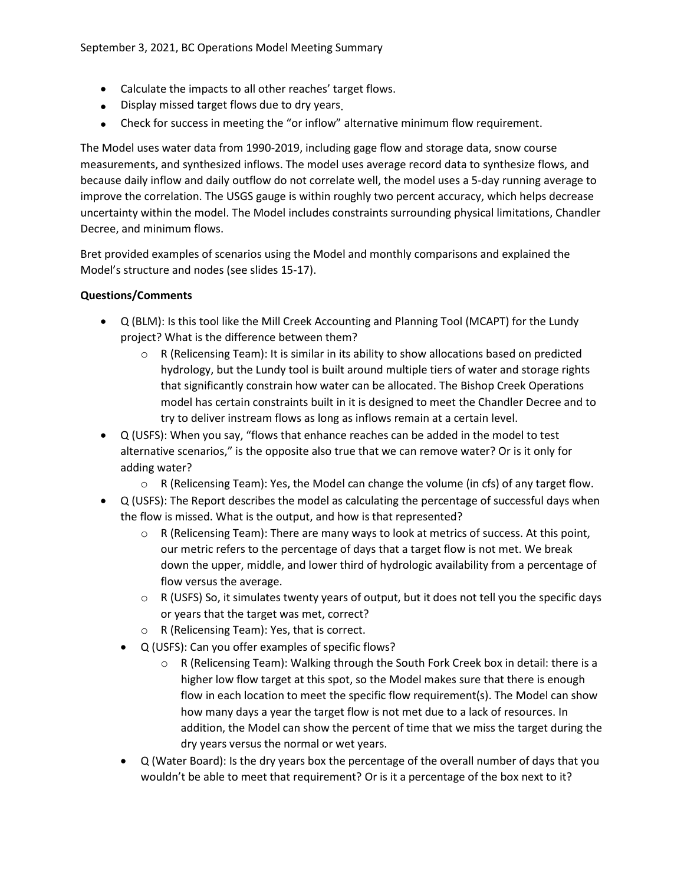- Calculate the impacts to all other reaches' target flows.
- Display missed target flows due to dry years.
- Check for success in meeting the "or inflow" alternative minimum flow requirement.

The Model uses water data from 1990-2019, including gage flow and storage data, snow course measurements, and synthesized inflows. The model uses average record data to synthesize flows, and because daily inflow and daily outflow do not correlate well, the model uses a 5-day running average to improve the correlation. The USGS gauge is within roughly two percent accuracy, which helps decrease uncertainty within the model. The Model includes constraints surrounding physical limitations, Chandler Decree, and minimum flows.

Bret provided examples of scenarios using the Model and monthly comparisons and explained the Model's structure and nodes (see slides 15-17).

**Questions/Comments**

- Q (BLM): Is this tool like the Mill Creek Accounting and Planning Tool (MCAPT) for the Lundy project? What is the difference between them?
  - R (Relicensing Team): It is similar in its ability to show allocations based on predicted hydrology, but the Lundy tool is built around multiple tiers of water and storage rights that significantly constrain how water can be allocated. The Bishop Creek Operations model has certain constraints built in it is designed to meet the Chandler Decree and to try to deliver instream flows as long as inflows remain at a certain level.
- Q (USFS): When you say, "flows that enhance reaches can be added in the model to test alternative scenarios," is the opposite also true that we can remove water? Or is it only for adding water?
  - R (Relicensing Team): Yes, the Model can change the volume (in cfs) of any target flow.
- Q (USFS): The Report describes the model as calculating the percentage of successful days when the flow is missed. What is the output, and how is that represented?
  - R (Relicensing Team): There are many ways to look at metrics of success. At this point, our metric refers to the percentage of days that a target flow is not met. We break down the upper, middle, and lower third of hydrologic availability from a percentage of flow versus the average.
  - R (USFS) So, it simulates twenty years of output, but it does not tell you the specific days or years that the target was met, correct?
  - R (Relicensing Team): Yes, that is correct.
  - Q (USFS): Can you offer examples of specific flows?
    - R (Relicensing Team): Walking through the South Fork Creek box in detail: there is a higher low flow target at this spot, so the Model makes sure that there is enough flow in each location to meet the specific flow requirement(s). The Model can show how many days a year the target flow is not met due to a lack of resources. In addition, the Model can show the percent of time that we miss the target during the dry years versus the normal or wet years.
  - Q (Water Board): Is the dry years box the percentage of the overall number of days that you wouldn't be able to meet that requirement? Or is it a percentage of the box next to it?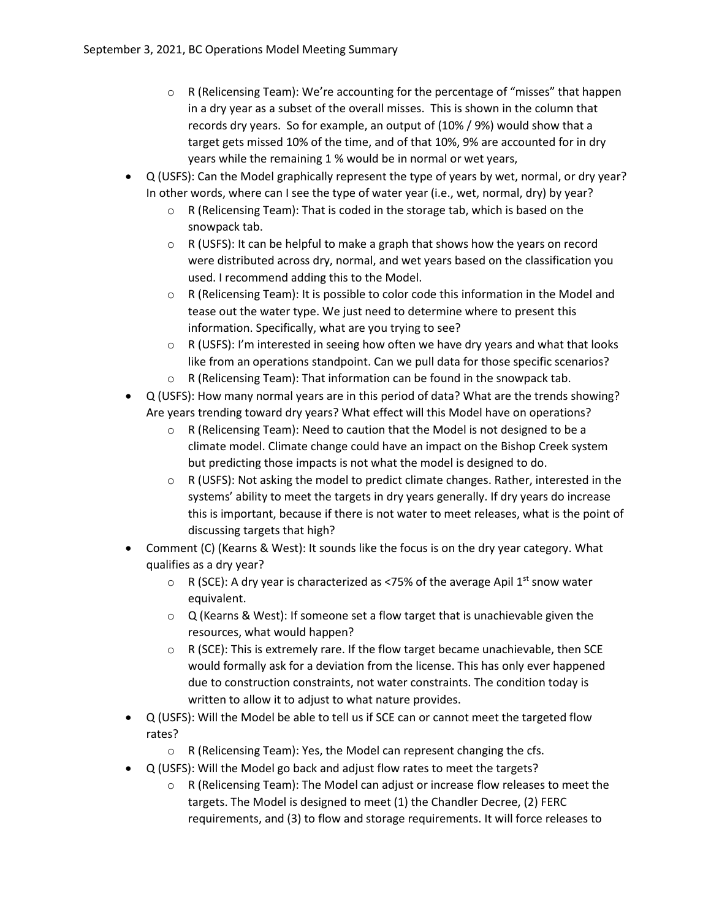- R (Relicensing Team): We're accounting for the percentage of "misses" that happen in a dry year as a subset of the overall misses. This is shown in the column that records dry years. So for example, an output of (10% / 9%) would show that a target gets missed 10% of the time, and of that 10%, 9% are accounted for in dry years while the remaining 1 % would be in normal or wet years,
- Q (USFS): Can the Model graphically represent the type of years by wet, normal, or dry year? In other words, where can I see the type of water year (i.e., wet, normal, dry) by year?
  - R (Relicensing Team): That is coded in the storage tab, which is based on the snowpack tab.
  - R (USFS): It can be helpful to make a graph that shows how the years on record were distributed across dry, normal, and wet years based on the classification you used. I recommend adding this to the Model.
  - R (Relicensing Team): It is possible to color code this information in the Model and tease out the water type. We just need to determine where to present this information. Specifically, what are you trying to see?
  - R (USFS): I'm interested in seeing how often we have dry years and what that looks like from an operations standpoint. Can we pull data for those specific scenarios?
  - R (Relicensing Team): That information can be found in the snowpack tab.
- Q (USFS): How many normal years are in this period of data? What are the trends showing? Are years trending toward dry years? What effect will this Model have on operations?
  - R (Relicensing Team): Need to caution that the Model is not designed to be a climate model. Climate change could have an impact on the Bishop Creek system but predicting those impacts is not what the model is designed to do.
  - R (USFS): Not asking the model to predict climate changes. Rather, interested in the systems' ability to meet the targets in dry years generally. If dry years do increase this is important, because if there is not water to meet releases, what is the point of discussing targets that high?
- Comment (C) (Kearns & West): It sounds like the focus is on the dry year category. What qualifies as a dry year?
  - R (SCE): A dry year is characterized as <75% of the average Apil 1st snow water equivalent.
  - Q (Kearns & West): If someone set a flow target that is unachievable given the resources, what would happen?
  - R (SCE): This is extremely rare. If the flow target became unachievable, then SCE would formally ask for a deviation from the license. This has only ever happened due to construction constraints, not water constraints. The condition today is written to allow it to adjust to what nature provides.
- Q (USFS): Will the Model be able to tell us if SCE can or cannot meet the targeted flow rates?
  - R (Relicensing Team): Yes, the Model can represent changing the cfs.
- Q (USFS): Will the Model go back and adjust flow rates to meet the targets?
  - R (Relicensing Team): The Model can adjust or increase flow releases to meet the targets. The Model is designed to meet (1) the Chandler Decree, (2) FERC requirements, and (3) to flow and storage requirements. It will force releases to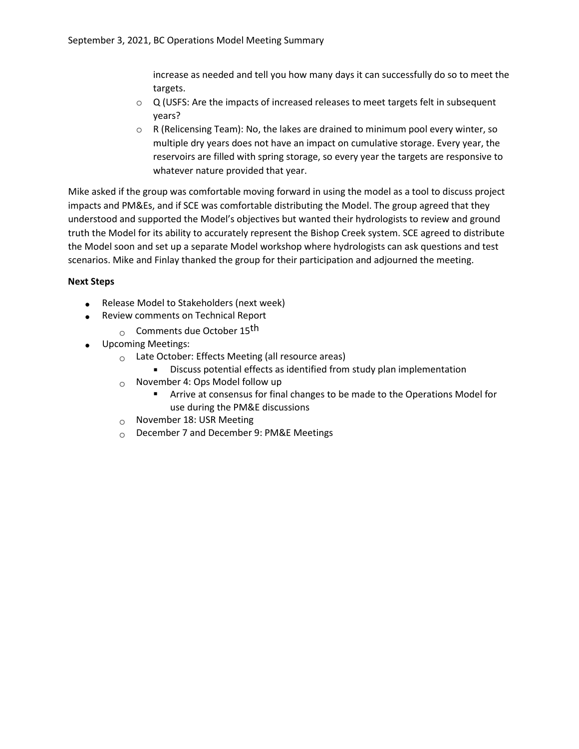increase as needed and tell you how many days it can successfully do so to meet the targets.

- Q (USFS: Are the impacts of increased releases to meet targets felt in subsequent years?
- R (Relicensing Team): No, the lakes are drained to minimum pool every winter, so multiple dry years does not have an impact on cumulative storage. Every year, the reservoirs are filled with spring storage, so every year the targets are responsive to whatever nature provided that year.

Mike asked if the group was comfortable moving forward in using the model as a tool to discuss project impacts and PM&Es, and if SCE was comfortable distributing the Model. The group agreed that they understood and supported the Model's objectives but wanted their hydrologists to review and ground truth the Model for its ability to accurately represent the Bishop Creek system. SCE agreed to distribute the Model soon and set up a separate Model workshop where hydrologists can ask questions and test scenarios. Mike and Finlay thanked the group for their participation and adjourned the meeting.

**Next Steps**

- Release Model to Stakeholders (next week)
- Review comments on Technical Report
  - Comments due October 15th
- Upcoming Meetings:
  - Late October: Effects Meeting (all resource areas)
    - Discuss potential effects as identified from study plan implementation
  - November 4: Ops Model follow up
    - Arrive at consensus for final changes to be made to the Operations Model for use during the PM&E discussions
  - November 18: USR Meeting
  - December 7 and December 9: PM&E Meetings